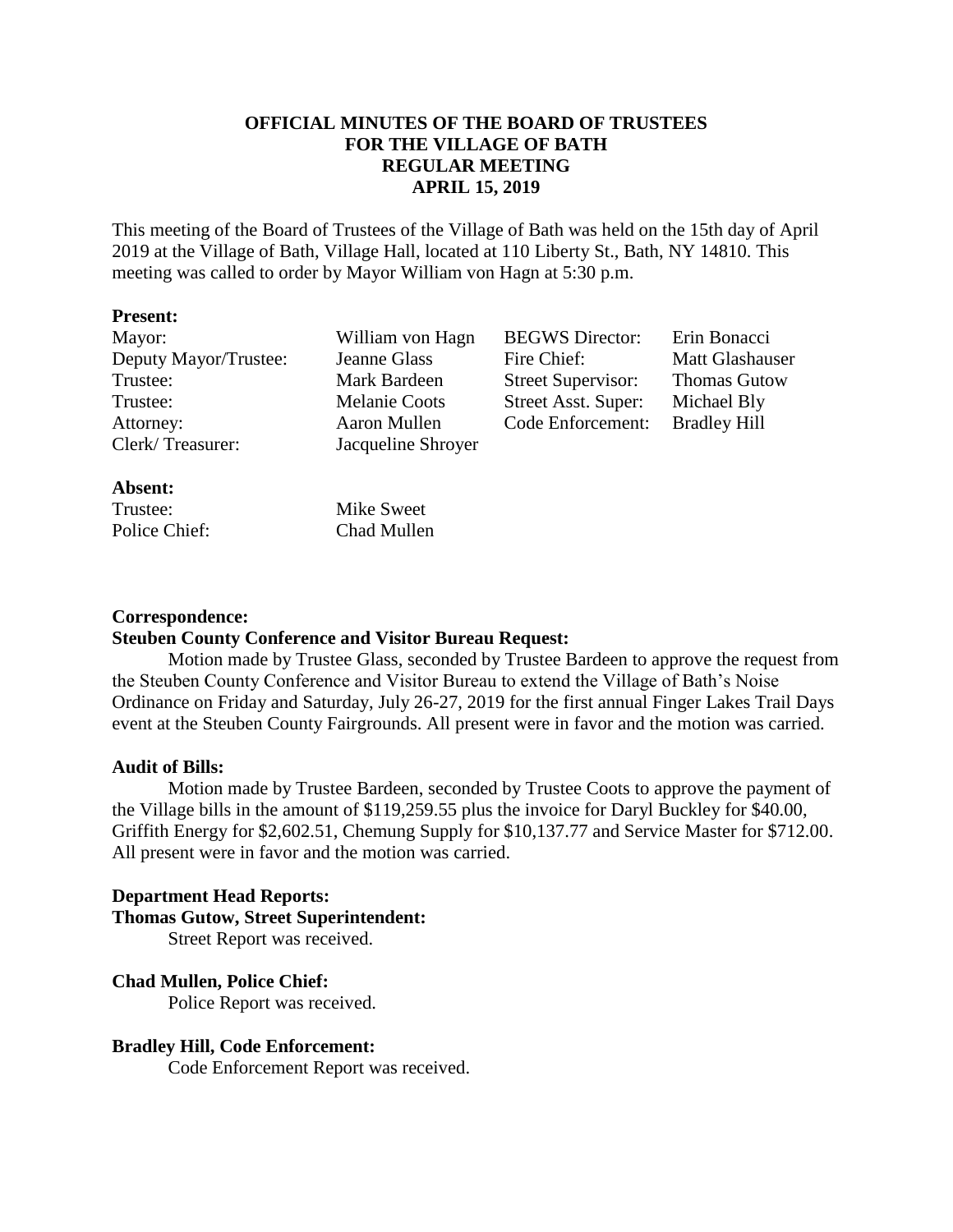**OFFICIAL MINUTES OF THE BOARD OF TRUSTEES**
**FOR THE VILLAGE OF BATH**
**REGULAR MEETING**
**APRIL 15, 2019**

This meeting of the Board of Trustees of the Village of Bath was held on the 15th day of April 2019 at the Village of Bath, Village Hall, located at 110 Liberty St., Bath, NY 14810. This meeting was called to order by Mayor William von Hagn at 5:30 p.m.

**Present:**

| | | | |
|---|---|---|---|
| Mayor: | William von Hagn | BEGWS Director: | Erin Bonacci |
| Deputy Mayor/Trustee: | Jeanne Glass | Fire Chief: | Matt Glashauser |
| Trustee: | Mark Bardeen | Street Supervisor: | Thomas Gutow |
| Trustee: | Melanie Coots | Street Asst. Super: | Michael Bly |
| Attorney: | Aaron Mullen | Code Enforcement: | Bradley Hill |
| Clerk/ Treasurer: | Jacqueline Shroyer | | |

**Absent:**

| | |
|---|---|
| Trustee: | Mike Sweet |
| Police Chief: | Chad Mullen |

**Correspondence:**

**Steuben County Conference and Visitor Bureau Request:**

Motion made by Trustee Glass, seconded by Trustee Bardeen to approve the request from the Steuben County Conference and Visitor Bureau to extend the Village of Bath's Noise Ordinance on Friday and Saturday, July 26-27, 2019 for the first annual Finger Lakes Trail Days event at the Steuben County Fairgrounds. All present were in favor and the motion was carried.

**Audit of Bills:**

Motion made by Trustee Bardeen, seconded by Trustee Coots to approve the payment of the Village bills in the amount of $119,259.55 plus the invoice for Daryl Buckley for $40.00, Griffith Energy for $2,602.51, Chemung Supply for $10,137.77 and Service Master for $712.00. All present were in favor and the motion was carried.

**Department Head Reports:**

**Thomas Gutow, Street Superintendent:**

Street Report was received.

**Chad Mullen, Police Chief:**

Police Report was received.

**Bradley Hill, Code Enforcement:**

Code Enforcement Report was received.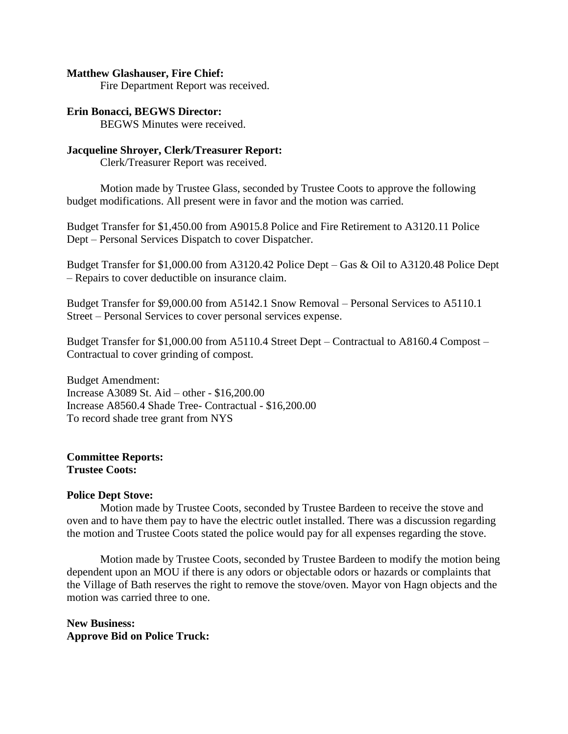**Matthew Glashauser, Fire Chief:**

Fire Department Report was received.

**Erin Bonacci, BEGWS Director:**

BEGWS Minutes were received.

**Jacqueline Shroyer, Clerk/Treasurer Report:**

Clerk/Treasurer Report was received.

Motion made by Trustee Glass, seconded by Trustee Coots to approve the following budget modifications. All present were in favor and the motion was carried.

Budget Transfer for $1,450.00 from A9015.8 Police and Fire Retirement to A3120.11 Police Dept – Personal Services Dispatch to cover Dispatcher.

Budget Transfer for $1,000.00 from A3120.42 Police Dept – Gas & Oil to A3120.48 Police Dept – Repairs to cover deductible on insurance claim.

Budget Transfer for $9,000.00 from A5142.1 Snow Removal – Personal Services to A5110.1 Street – Personal Services to cover personal services expense.

Budget Transfer for $1,000.00 from A5110.4 Street Dept – Contractual to A8160.4 Compost – Contractual to cover grinding of compost.

Budget Amendment:
Increase A3089 St. Aid – other - $16,200.00
Increase A8560.4 Shade Tree- Contractual - $16,200.00
To record shade tree grant from NYS

**Committee Reports:**
**Trustee Coots:**

**Police Dept Stove:**

Motion made by Trustee Coots, seconded by Trustee Bardeen to receive the stove and oven and to have them pay to have the electric outlet installed. There was a discussion regarding the motion and Trustee Coots stated the police would pay for all expenses regarding the stove.

Motion made by Trustee Coots, seconded by Trustee Bardeen to modify the motion being dependent upon an MOU if there is any odors or objectable odors or hazards or complaints that the Village of Bath reserves the right to remove the stove/oven. Mayor von Hagn objects and the motion was carried three to one.

**New Business:**
**Approve Bid on Police Truck:**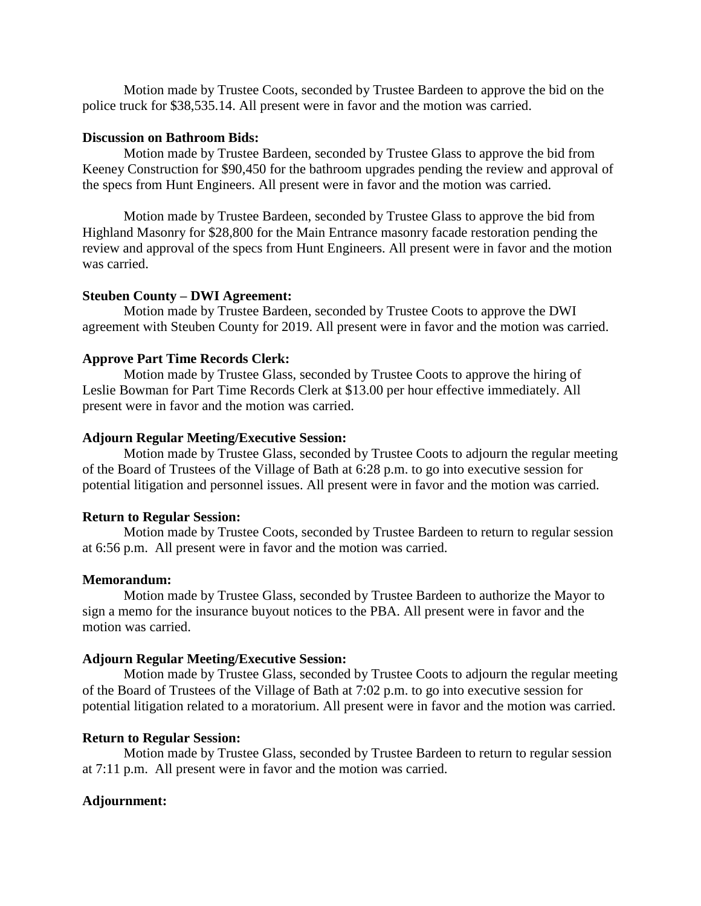Motion made by Trustee Coots, seconded by Trustee Bardeen to approve the bid on the police truck for $38,535.14. All present were in favor and the motion was carried.

**Discussion on Bathroom Bids:**

Motion made by Trustee Bardeen, seconded by Trustee Glass to approve the bid from Keeney Construction for $90,450 for the bathroom upgrades pending the review and approval of the specs from Hunt Engineers. All present were in favor and the motion was carried.

Motion made by Trustee Bardeen, seconded by Trustee Glass to approve the bid from Highland Masonry for $28,800 for the Main Entrance masonry facade restoration pending the review and approval of the specs from Hunt Engineers. All present were in favor and the motion was carried.

**Steuben County – DWI Agreement:**

Motion made by Trustee Bardeen, seconded by Trustee Coots to approve the DWI agreement with Steuben County for 2019. All present were in favor and the motion was carried.

**Approve Part Time Records Clerk:**

Motion made by Trustee Glass, seconded by Trustee Coots to approve the hiring of Leslie Bowman for Part Time Records Clerk at $13.00 per hour effective immediately. All present were in favor and the motion was carried.

**Adjourn Regular Meeting/Executive Session:**

Motion made by Trustee Glass, seconded by Trustee Coots to adjourn the regular meeting of the Board of Trustees of the Village of Bath at 6:28 p.m. to go into executive session for potential litigation and personnel issues. All present were in favor and the motion was carried.

**Return to Regular Session:**

Motion made by Trustee Coots, seconded by Trustee Bardeen to return to regular session at 6:56 p.m. All present were in favor and the motion was carried.

**Memorandum:**

Motion made by Trustee Glass, seconded by Trustee Bardeen to authorize the Mayor to sign a memo for the insurance buyout notices to the PBA. All present were in favor and the motion was carried.

**Adjourn Regular Meeting/Executive Session:**

Motion made by Trustee Glass, seconded by Trustee Coots to adjourn the regular meeting of the Board of Trustees of the Village of Bath at 7:02 p.m. to go into executive session for potential litigation related to a moratorium. All present were in favor and the motion was carried.

**Return to Regular Session:**

Motion made by Trustee Glass, seconded by Trustee Bardeen to return to regular session at 7:11 p.m. All present were in favor and the motion was carried.

**Adjournment:**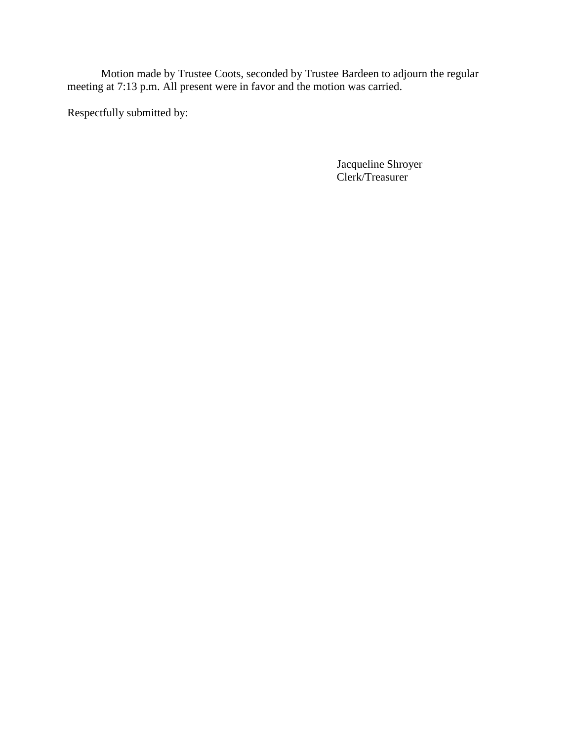Motion made by Trustee Coots, seconded by Trustee Bardeen to adjourn the regular meeting at 7:13 p.m. All present were in favor and the motion was carried.

Respectfully submitted by:

Jacqueline Shroyer
Clerk/Treasurer